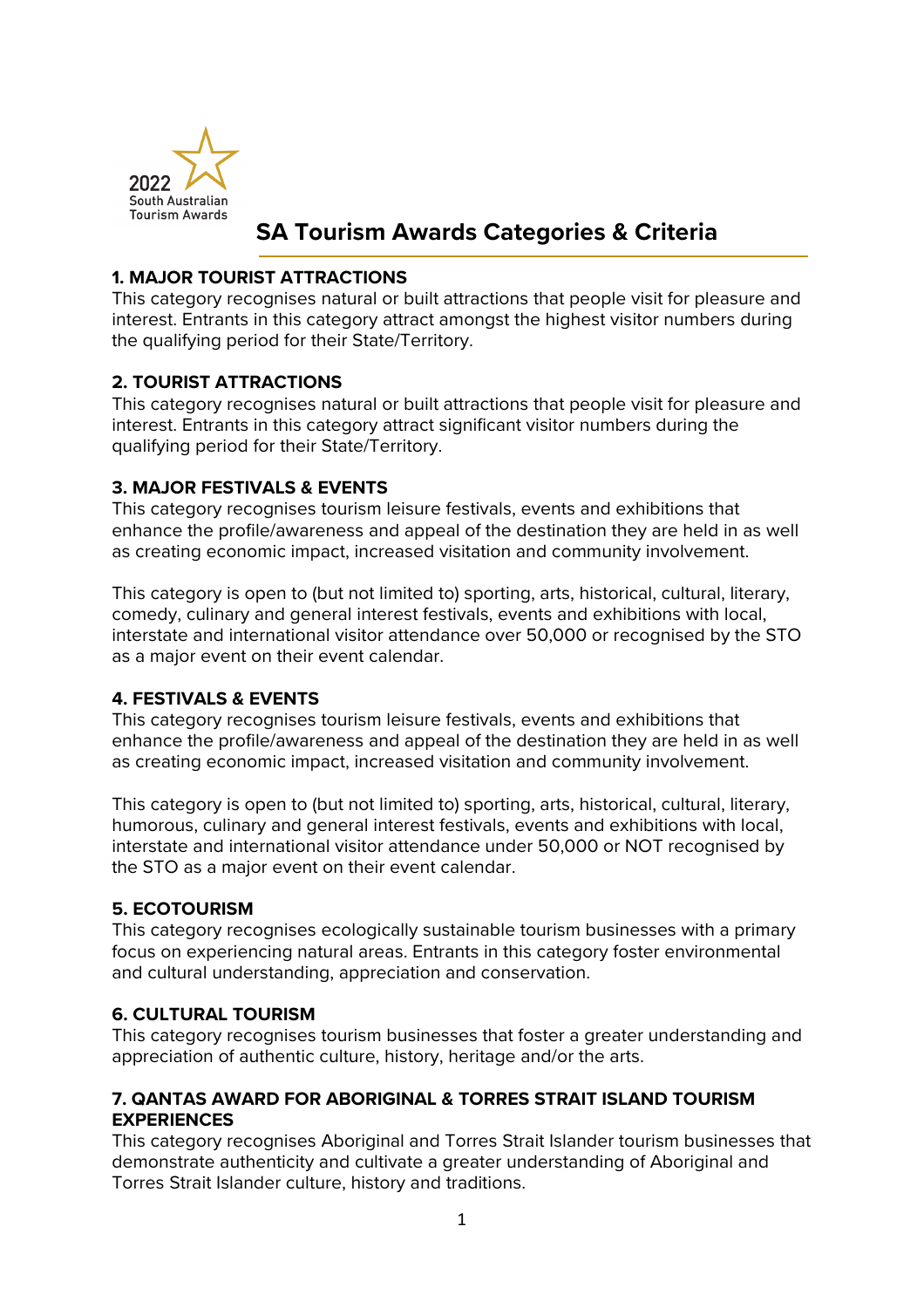2022 South Australian Tourism Awards

# SA Tourism Awards Categories & Criteria

### 1. MAJOR TOURIST ATTRACTIONS

This category recognises natural or built attractions that people visit for pleasure and interest. Entrants in this category attract amongst the highest visitor numbers during the qualifying period for their State/Territory.

### 2. TOURIST ATTRACTIONS

This category recognises natural or built attractions that people visit for pleasure and interest. Entrants in this category attract significant visitor numbers during the qualifying period for their State/Territory.

### 3. MAJOR FESTIVALS & EVENTS

This category recognises tourism leisure festivals, events and exhibitions that enhance the profile/awareness and appeal of the destination they are held in as well as creating economic impact, increased visitation and community involvement.

This category is open to (but not limited to) sporting, arts, historical, cultural, literary, comedy, culinary and general interest festivals, events and exhibitions with local, interstate and international visitor attendance over 50,000 or recognised by the STO as a major event on their event calendar.

### 4. FESTIVALS & EVENTS

This category recognises tourism leisure festivals, events and exhibitions that enhance the profile/awareness and appeal of the destination they are held in as well as creating economic impact, increased visitation and community involvement.

This category is open to (but not limited to) sporting, arts, historical, cultural, literary, humorous, culinary and general interest festivals, events and exhibitions with local, interstate and international visitor attendance under 50,000 or NOT recognised by the STO as a major event on their event calendar.

### 5. ECOTOURISM

This category recognises ecologically sustainable tourism businesses with a primary focus on experiencing natural areas. Entrants in this category foster environmental and cultural understanding, appreciation and conservation.

### 6. CULTURAL TOURISM

This category recognises tourism businesses that foster a greater understanding and appreciation of authentic culture, history, heritage and/or the arts.

### 7. QANTAS AWARD FOR ABORIGINAL & TORRES STRAIT ISLAND TOURISM EXPERIENCES

This category recognises Aboriginal and Torres Strait Islander tourism businesses that demonstrate authenticity and cultivate a greater understanding of Aboriginal and Torres Strait Islander culture, history and traditions.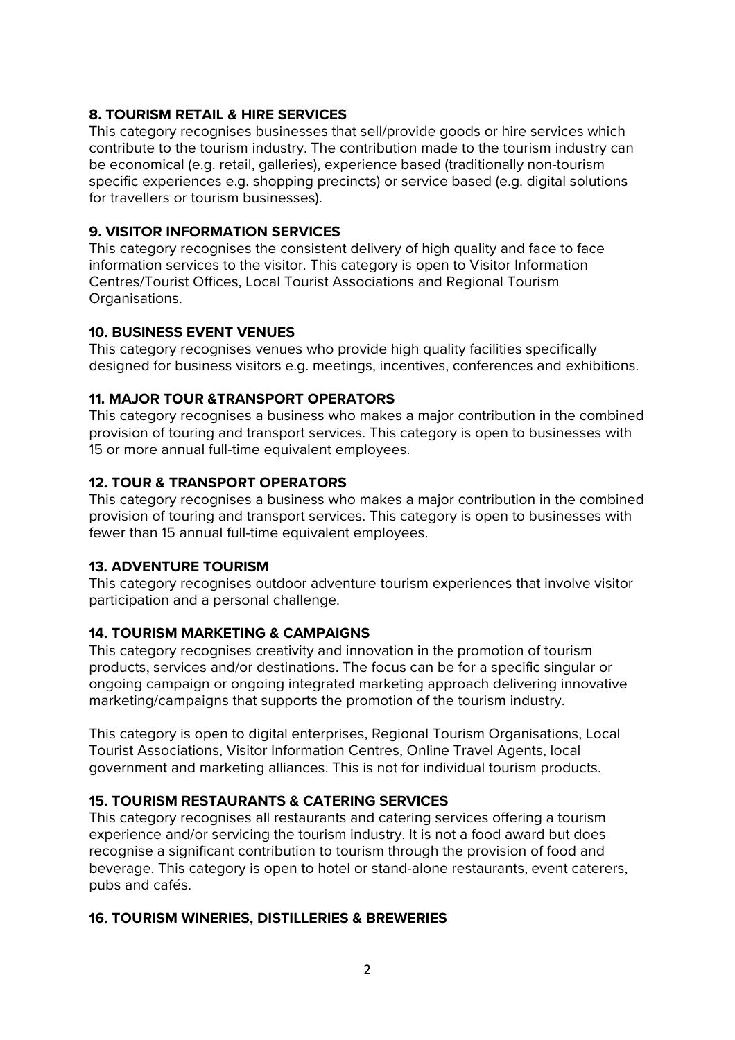### 8. TOURISM RETAIL & HIRE SERVICES

This category recognises businesses that sell/provide goods or hire services which contribute to the tourism industry. The contribution made to the tourism industry can be economical (e.g. retail, galleries), experience based (traditionally non-tourism specific experiences e.g. shopping precincts) or service based (e.g. digital solutions for travellers or tourism businesses).

### 9. VISITOR INFORMATION SERVICES

This category recognises the consistent delivery of high quality and face to face information services to the visitor. This category is open to Visitor Information Centres/Tourist Offices, Local Tourist Associations and Regional Tourism Organisations.

### 10. BUSINESS EVENT VENUES

This category recognises venues who provide high quality facilities specifically designed for business visitors e.g. meetings, incentives, conferences and exhibitions.

### 11. MAJOR TOUR &TRANSPORT OPERATORS

This category recognises a business who makes a major contribution in the combined provision of touring and transport services. This category is open to businesses with 15 or more annual full-time equivalent employees.

### 12. TOUR & TRANSPORT OPERATORS

This category recognises a business who makes a major contribution in the combined provision of touring and transport services. This category is open to businesses with fewer than 15 annual full-time equivalent employees.

### 13. ADVENTURE TOURISM

This category recognises outdoor adventure tourism experiences that involve visitor participation and a personal challenge.

### 14. TOURISM MARKETING & CAMPAIGNS

This category recognises creativity and innovation in the promotion of tourism products, services and/or destinations. The focus can be for a specific singular or ongoing campaign or ongoing integrated marketing approach delivering innovative marketing/campaigns that supports the promotion of the tourism industry.

This category is open to digital enterprises, Regional Tourism Organisations, Local Tourist Associations, Visitor Information Centres, Online Travel Agents, local government and marketing alliances. This is not for individual tourism products.

### 15. TOURISM RESTAURANTS & CATERING SERVICES

This category recognises all restaurants and catering services offering a tourism experience and/or servicing the tourism industry. It is not a food award but does recognise a significant contribution to tourism through the provision of food and beverage. This category is open to hotel or stand-alone restaurants, event caterers, pubs and cafés.

### 16. TOURISM WINERIES, DISTILLERIES & BREWERIES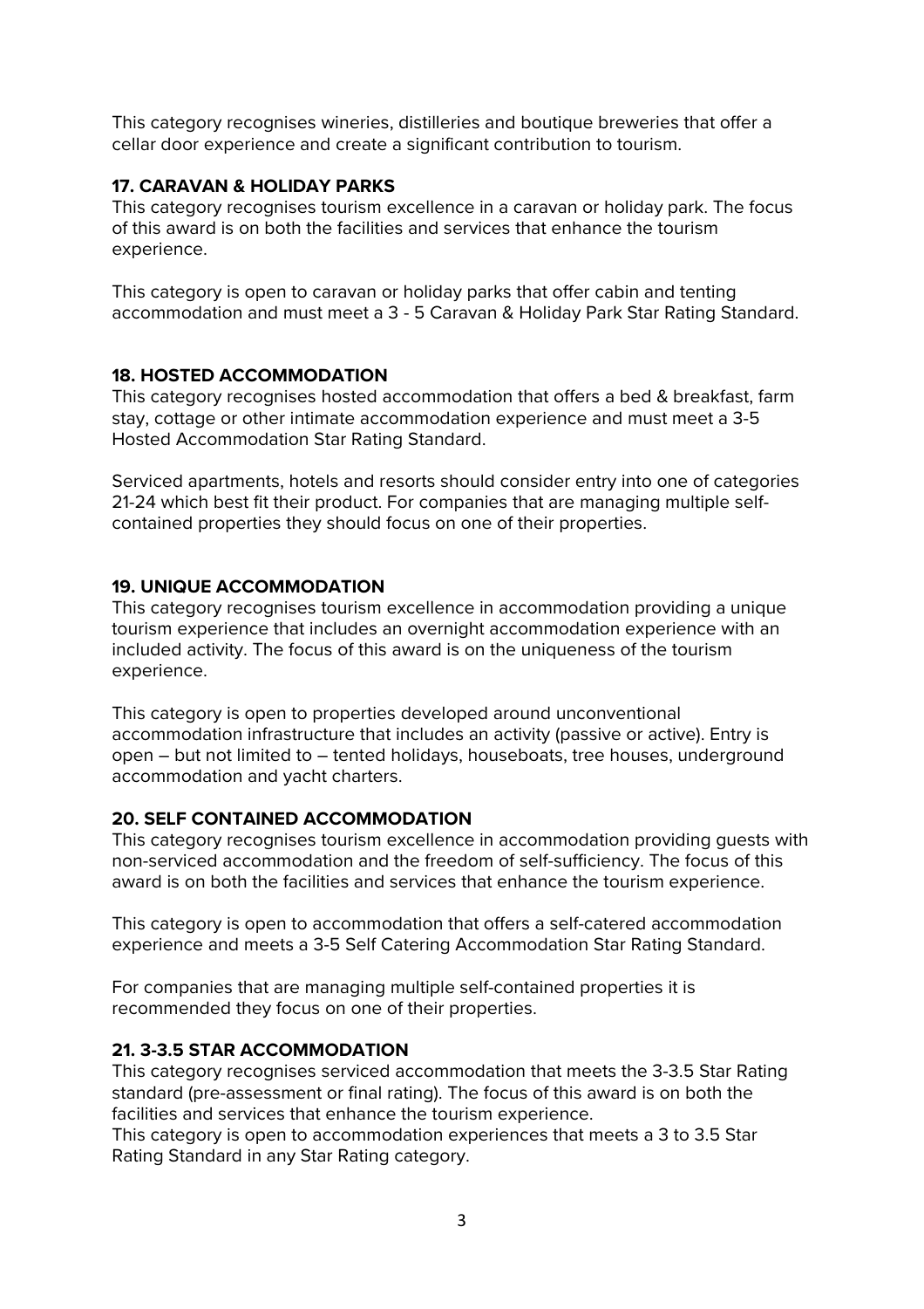This category recognises wineries, distilleries and boutique breweries that offer a cellar door experience and create a significant contribution to tourism.

**17. CARAVAN & HOLIDAY PARKS**

This category recognises tourism excellence in a caravan or holiday park. The focus of this award is on both the facilities and services that enhance the tourism experience.

This category is open to caravan or holiday parks that offer cabin and tenting accommodation and must meet a 3 - 5 Caravan & Holiday Park Star Rating Standard.

**18. HOSTED ACCOMMODATION**

This category recognises hosted accommodation that offers a bed & breakfast, farm stay, cottage or other intimate accommodation experience and must meet a 3-5 Hosted Accommodation Star Rating Standard.

Serviced apartments, hotels and resorts should consider entry into one of categories 21-24 which best fit their product. For companies that are managing multiple self-contained properties they should focus on one of their properties.

**19. UNIQUE ACCOMMODATION**

This category recognises tourism excellence in accommodation providing a unique tourism experience that includes an overnight accommodation experience with an included activity. The focus of this award is on the uniqueness of the tourism experience.

This category is open to properties developed around unconventional accommodation infrastructure that includes an activity (passive or active). Entry is open – but not limited to – tented holidays, houseboats, tree houses, underground accommodation and yacht charters.

**20. SELF CONTAINED ACCOMMODATION**

This category recognises tourism excellence in accommodation providing guests with non-serviced accommodation and the freedom of self-sufficiency. The focus of this award is on both the facilities and services that enhance the tourism experience.

This category is open to accommodation that offers a self-catered accommodation experience and meets a 3-5 Self Catering Accommodation Star Rating Standard.

For companies that are managing multiple self-contained properties it is recommended they focus on one of their properties.

**21. 3-3.5 STAR ACCOMMODATION**

This category recognises serviced accommodation that meets the 3-3.5 Star Rating standard (pre-assessment or final rating). The focus of this award is on both the facilities and services that enhance the tourism experience.
This category is open to accommodation experiences that meets a 3 to 3.5 Star Rating Standard in any Star Rating category.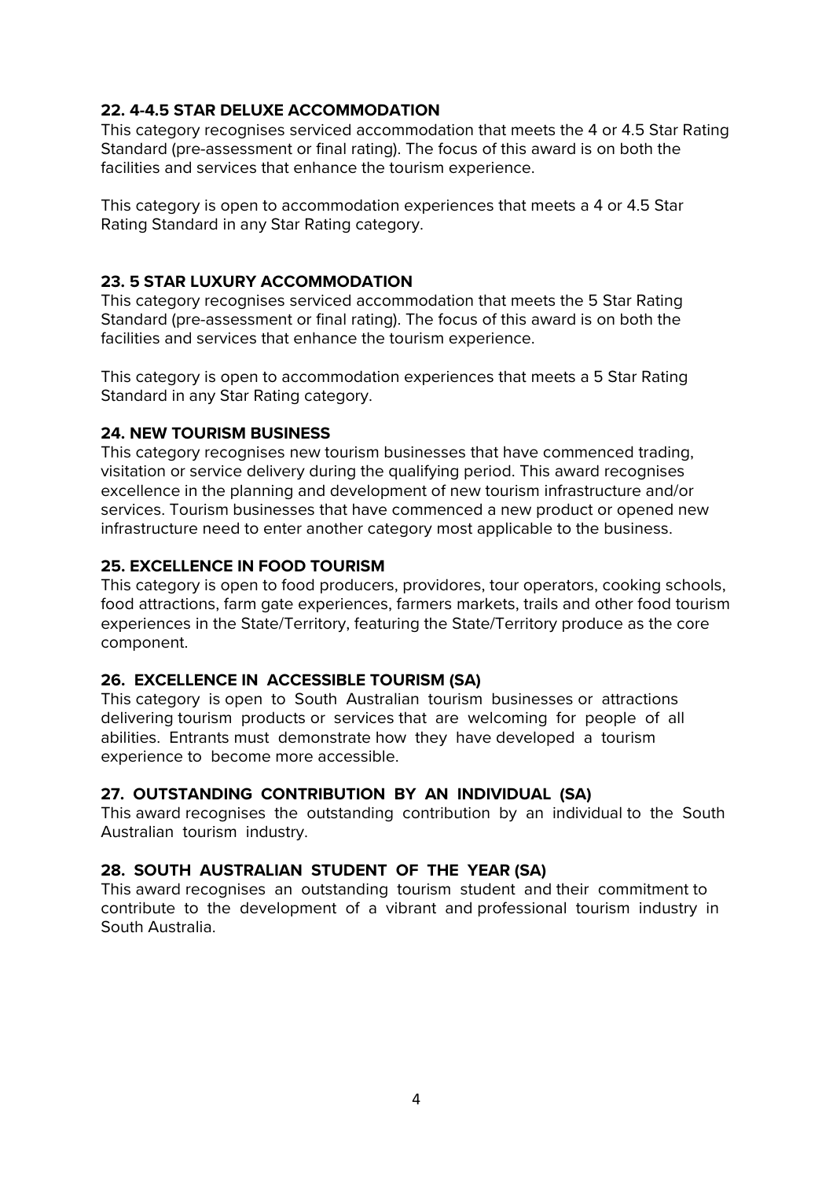## 22. 4-4.5 STAR DELUXE ACCOMMODATION

This category recognises serviced accommodation that meets the 4 or 4.5 Star Rating Standard (pre-assessment or final rating). The focus of this award is on both the facilities and services that enhance the tourism experience.

This category is open to accommodation experiences that meets a 4 or 4.5 Star Rating Standard in any Star Rating category.

## 23. 5 STAR LUXURY ACCOMMODATION

This category recognises serviced accommodation that meets the 5 Star Rating Standard (pre-assessment or final rating). The focus of this award is on both the facilities and services that enhance the tourism experience.

This category is open to accommodation experiences that meets a 5 Star Rating Standard in any Star Rating category.

## 24. NEW TOURISM BUSINESS

This category recognises new tourism businesses that have commenced trading, visitation or service delivery during the qualifying period. This award recognises excellence in the planning and development of new tourism infrastructure and/or services. Tourism businesses that have commenced a new product or opened new infrastructure need to enter another category most applicable to the business.

## 25. EXCELLENCE IN FOOD TOURISM

This category is open to food producers, providores, tour operators, cooking schools, food attractions, farm gate experiences, farmers markets, trails and other food tourism experiences in the State/Territory, featuring the State/Territory produce as the core component.

## 26. EXCELLENCE IN ACCESSIBLE TOURISM (SA)

This category is open to South Australian tourism businesses or attractions delivering tourism products or services that are welcoming for people of all abilities. Entrants must demonstrate how they have developed a tourism experience to become more accessible.

## 27. OUTSTANDING CONTRIBUTION BY AN INDIVIDUAL (SA)

This award recognises the outstanding contribution by an individual to the South Australian tourism industry.

## 28. SOUTH AUSTRALIAN STUDENT OF THE YEAR (SA)

This award recognises an outstanding tourism student and their commitment to contribute to the development of a vibrant and professional tourism industry in South Australia.